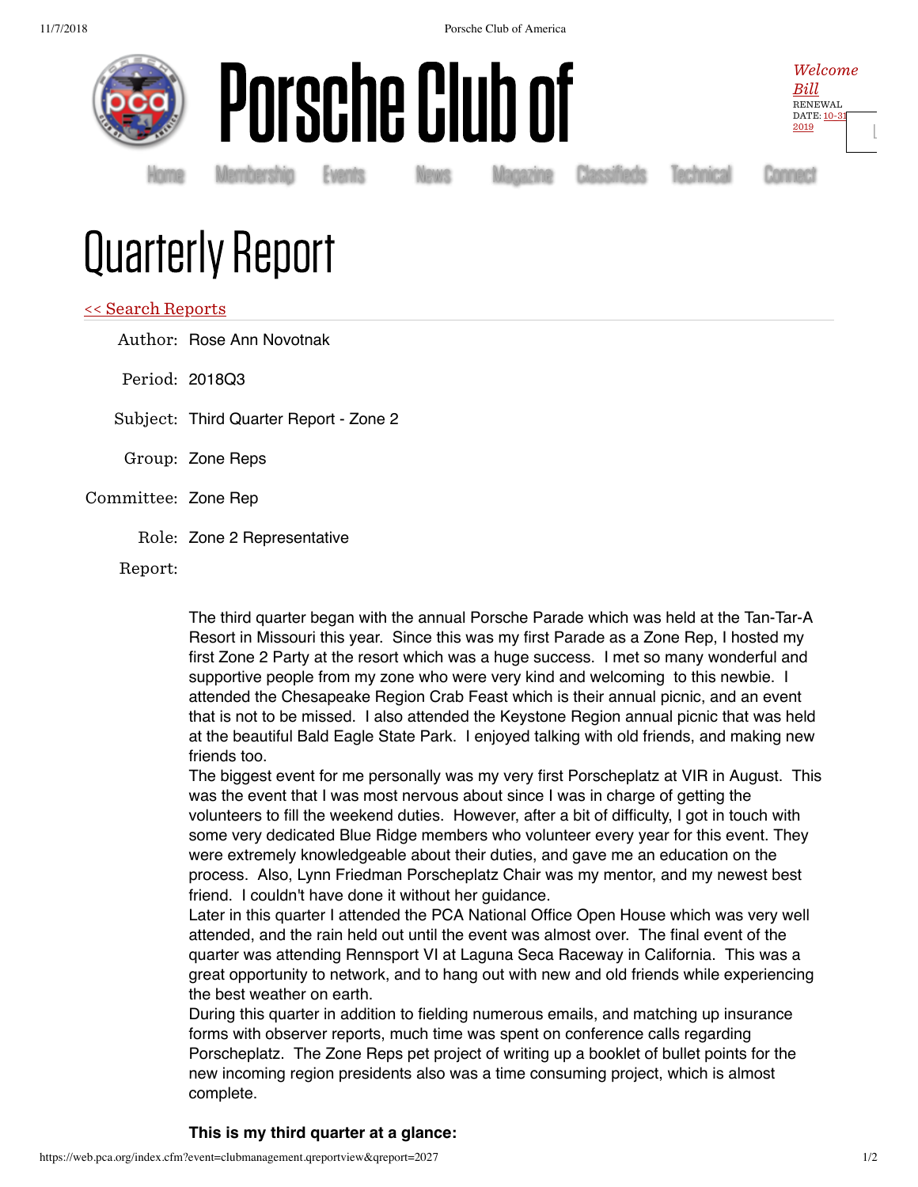# Porsche Club of

*Welcome Bill*
RENEWAL DATE: 10-31 2019

Home Membership Events News Magazine Classifieds Technical Connect

# Quarterly Report

<< Search Reports

Author: Rose Ann Novotnak

Period: 2018Q3

Subject: Third Quarter Report - Zone 2

Group: Zone Reps

Committee: Zone Rep

Role: Zone 2 Representative

Report:

The third quarter began with the annual Porsche Parade which was held at the Tan-Tar-A Resort in Missouri this year. Since this was my first Parade as a Zone Rep, I hosted my first Zone 2 Party at the resort which was a huge success. I met so many wonderful and supportive people from my zone who were very kind and welcoming to this newbie. I attended the Chesapeake Region Crab Feast which is their annual picnic, and an event that is not to be missed. I also attended the Keystone Region annual picnic that was held at the beautiful Bald Eagle State Park. I enjoyed talking with old friends, and making new friends too.

The biggest event for me personally was my very first Porscheplatz at VIR in August. This was the event that I was most nervous about since I was in charge of getting the volunteers to fill the weekend duties. However, after a bit of difficulty, I got in touch with some very dedicated Blue Ridge members who volunteer every year for this event. They were extremely knowledgeable about their duties, and gave me an education on the process. Also, Lynn Friedman Porscheplatz Chair was my mentor, and my newest best friend. I couldn't have done it without her guidance.

Later in this quarter I attended the PCA National Office Open House which was very well attended, and the rain held out until the event was almost over. The final event of the quarter was attending Rennsport VI at Laguna Seca Raceway in California. This was a great opportunity to network, and to hang out with new and old friends while experiencing the best weather on earth.

During this quarter in addition to fielding numerous emails, and matching up insurance forms with observer reports, much time was spent on conference calls regarding Porscheplatz. The Zone Reps pet project of writing up a booklet of bullet points for the new incoming region presidents also was a time consuming project, which is almost complete.

**This is my third quarter at a glance:**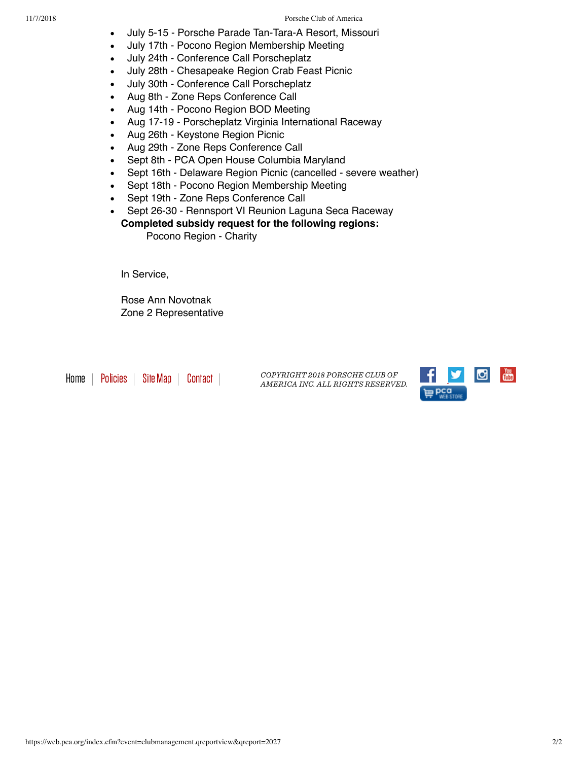- July 5-15 - Porsche Parade Tan-Tara-A Resort, Missouri
- July 17th - Pocono Region Membership Meeting
- July 24th - Conference Call Porscheplatz
- July 28th - Chesapeake Region Crab Feast Picnic
- July 30th - Conference Call Porscheplatz
- Aug 8th - Zone Reps Conference Call
- Aug 14th - Pocono Region BOD Meeting
- Aug 17-19 - Porscheplatz Virginia International Raceway
- Aug 26th - Keystone Region Picnic
- Aug 29th - Zone Reps Conference Call
- Sept 8th - PCA Open House Columbia Maryland
- Sept 16th - Delaware Region Picnic (cancelled - severe weather)
- Sept 18th - Pocono Region Membership Meeting
- Sept 19th - Zone Reps Conference Call
- Sept 26-30 - Rennsport VI Reunion Laguna Seca Raceway

**Completed subsidy request for the following regions:**

Pocono Region - Charity

In Service,

Rose Ann Novotnak
Zone 2 Representative

Home | Policies | Site Map | Contact |

*COPYRIGHT 2018 PORSCHE CLUB OF AMERICA INC. ALL RIGHTS RESERVED.*